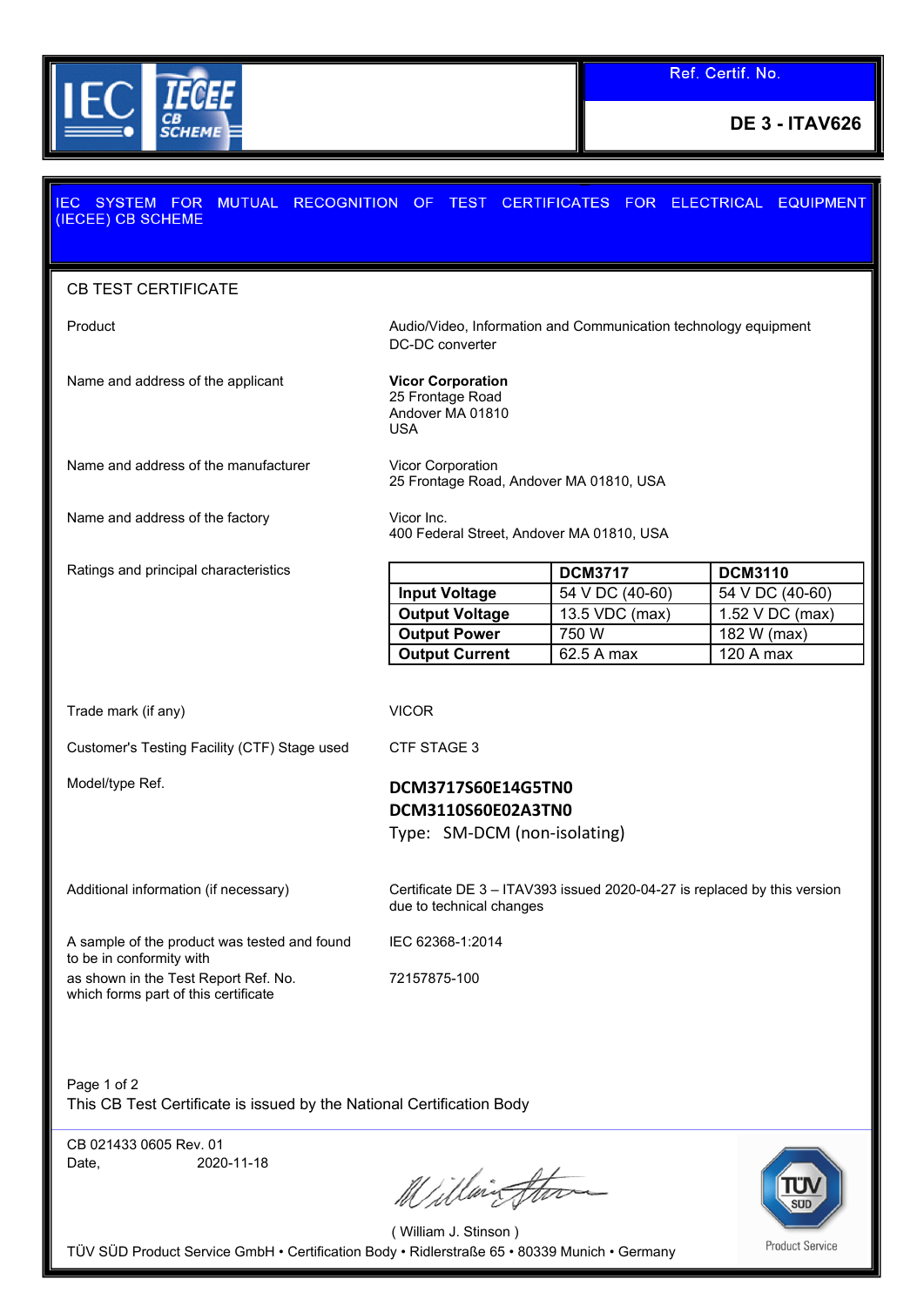IEC IECEE CB SCHEME

Ref. Certif. No.

**DE 3 - ITAV626**

IEC SYSTEM FOR MUTUAL RECOGNITION OF TEST CERTIFICATES FOR ELECTRICAL EQUIPMENT (IECEE) CB SCHEME

## CB TEST CERTIFICATE

| | |
|---|---|
| Product | Audio/Video, Information and Communication technology equipment<br>DC-DC converter |
| Name and address of the applicant | **Vicor Corporation**<br>25 Frontage Road<br>Andover MA 01810<br>USA |
| Name and address of the manufacturer | Vicor Corporation<br>25 Frontage Road, Andover MA 01810, USA |
| Name and address of the factory | Vicor Inc.<br>400 Federal Street, Andover MA 01810, USA |
| Ratings and principal characteristics | |

| | **DCM3717** | **DCM3110** |
|---|---|---|
| **Input Voltage** | 54 V DC (40-60) | 54 V DC (40-60) |
| **Output Voltage** | 13.5 VDC (max) | 1.52 V DC (max) |
| **Output Power** | 750 W | 182 W (max) |
| **Output Current** | 62.5 A max | 120 A max |

| | |
|---|---|
| Trade mark (if any) | VICOR |
| Customer's Testing Facility (CTF) Stage used | CTF STAGE 3 |
| Model/type Ref. | **DCM3717S60E14G5TN0**<br>**DCM3110S60E02A3TN0**<br>Type: SM-DCM (non-isolating) |
| Additional information (if necessary) | Certificate DE 3 – ITAV393 issued 2020-04-27 is replaced by this version due to technical changes |
| A sample of the product was tested and found to be in conformity with | IEC 62368-1:2014 |
| as shown in the Test Report Ref. No. which forms part of this certificate | 72157875-100 |

This CB Test Certificate is issued by the National Certification Body

CB 021433 0605 Rev. 01

Date, 2020-11-18

( William J. Stinson )

TÜV SÜD Product Service GmbH • Certification Body • Ridlerstraße 65 • 80339 Munich • Germany

TÜV SÜD Product Service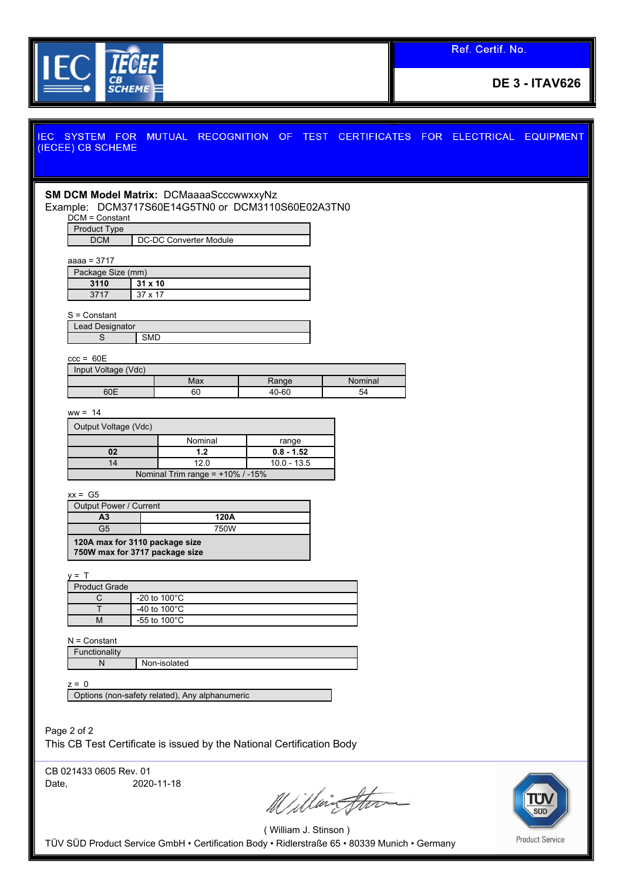Ref. Certif. No.

**DE 3 - ITAV626**

IEC SYSTEM FOR MUTUAL RECOGNITION OF TEST CERTIFICATES FOR ELECTRICAL EQUIPMENT (IECEE) CB SCHEME

**SM DCM Model Matrix:** DCMaaaaSccсwwxxyNz

Example: DCM3717S60E14G5TN0 or DCM3110S60E02A3TN0

DCM = Constant

| Product Type | |
|---|---|
| DCM | DC-DC Converter Module |

aaaa = 3717

| Package Size (mm) | |
|---|---|
| **3110** | **31 x 10** |
| 3717 | 37 x 17 |

S = Constant

| Lead Designator | |
|---|---|
| S | SMD |

ccc = 60E

| Input Voltage (Vdc) | | | |
|---|---|---|---|
| | Max | Range | Nominal |
| 60E | 60 | 40-60 | 54 |

ww = 14

| Output Voltage (Vdc) | | |
|---|---|---|
| | Nominal | range |
| **02** | **1.2** | **0.8 - 1.52** |
| 14 | 12.0 | 10.0 - 13.5 |
| Nominal Trim range = +10% / -15% | | |

xx = G5

| Output Power / Current | |
|---|---|
| **A3** | **120A** |
| G5 | 750W |
| **120A max for 3110 package size**<br>**750W max for 3717 package size** | |

y = T

| Product Grade | |
|---|---|
| C | -20 to 100°C |
| T | -40 to 100°C |
| M | -55 to 100°C |

N = Constant

| Functionality | |
|---|---|
| N | Non-isolated |

z = 0

Options (non-safety related), Any alphanumeric

This CB Test Certificate is issued by the National Certification Body

CB 021433 0605 Rev. 01

Date, 2020-11-18

( William J. Stinson )

TÜV SÜD Product Service GmbH • Certification Body • Ridlerstraße 65 • 80339 Munich • Germany